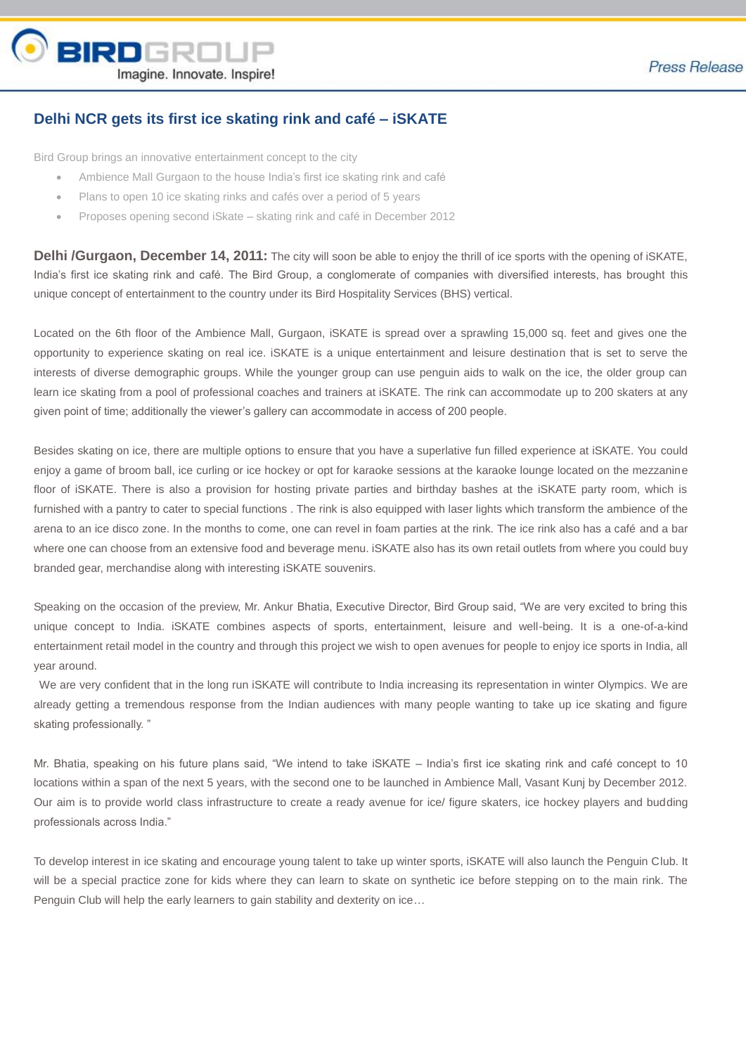BIRDGROUP
Imagine. Innovate. Inspire!

Press Release

## Delhi NCR gets its first ice skating rink and café – iSKATE

Bird Group brings an innovative entertainment concept to the city

- Ambience Mall Gurgaon to the house India's first ice skating rink and café
- Plans to open 10 ice skating rinks and cafés over a period of 5 years
- Proposes opening second iSkate – skating rink and café in December 2012

**Delhi /Gurgaon, December 14, 2011:** The city will soon be able to enjoy the thrill of ice sports with the opening of iSKATE, India's first ice skating rink and café. The Bird Group, a conglomerate of companies with diversified interests, has brought this unique concept of entertainment to the country under its Bird Hospitality Services (BHS) vertical.

Located on the 6th floor of the Ambience Mall, Gurgaon, iSKATE is spread over a sprawling 15,000 sq. feet and gives one the opportunity to experience skating on real ice. iSKATE is a unique entertainment and leisure destination that is set to serve the interests of diverse demographic groups. While the younger group can use penguin aids to walk on the ice, the older group can learn ice skating from a pool of professional coaches and trainers at iSKATE. The rink can accommodate up to 200 skaters at any given point of time; additionally the viewer's gallery can accommodate in access of 200 people.

Besides skating on ice, there are multiple options to ensure that you have a superlative fun filled experience at iSKATE. You could enjoy a game of broom ball, ice curling or ice hockey or opt for karaoke sessions at the karaoke lounge located on the mezzanine floor of iSKATE. There is also a provision for hosting private parties and birthday bashes at the iSKATE party room, which is furnished with a pantry to cater to special functions . The rink is also equipped with laser lights which transform the ambience of the arena to an ice disco zone. In the months to come, one can revel in foam parties at the rink. The ice rink also has a café and a bar where one can choose from an extensive food and beverage menu. iSKATE also has its own retail outlets from where you could buy branded gear, merchandise along with interesting iSKATE souvenirs.

Speaking on the occasion of the preview, Mr. Ankur Bhatia, Executive Director, Bird Group said, "We are very excited to bring this unique concept to India. iSKATE combines aspects of sports, entertainment, leisure and well-being. It is a one-of-a-kind entertainment retail model in the country and through this project we wish to open avenues for people to enjoy ice sports in India, all year around.

We are very confident that in the long run iSKATE will contribute to India increasing its representation in winter Olympics. We are already getting a tremendous response from the Indian audiences with many people wanting to take up ice skating and figure skating professionally. "

Mr. Bhatia, speaking on his future plans said, "We intend to take iSKATE – India's first ice skating rink and café concept to 10 locations within a span of the next 5 years, with the second one to be launched in Ambience Mall, Vasant Kunj by December 2012. Our aim is to provide world class infrastructure to create a ready avenue for ice/ figure skaters, ice hockey players and budding professionals across India."

To develop interest in ice skating and encourage young talent to take up winter sports, iSKATE will also launch the Penguin Club. It will be a special practice zone for kids where they can learn to skate on synthetic ice before stepping on to the main rink. The Penguin Club will help the early learners to gain stability and dexterity on ice…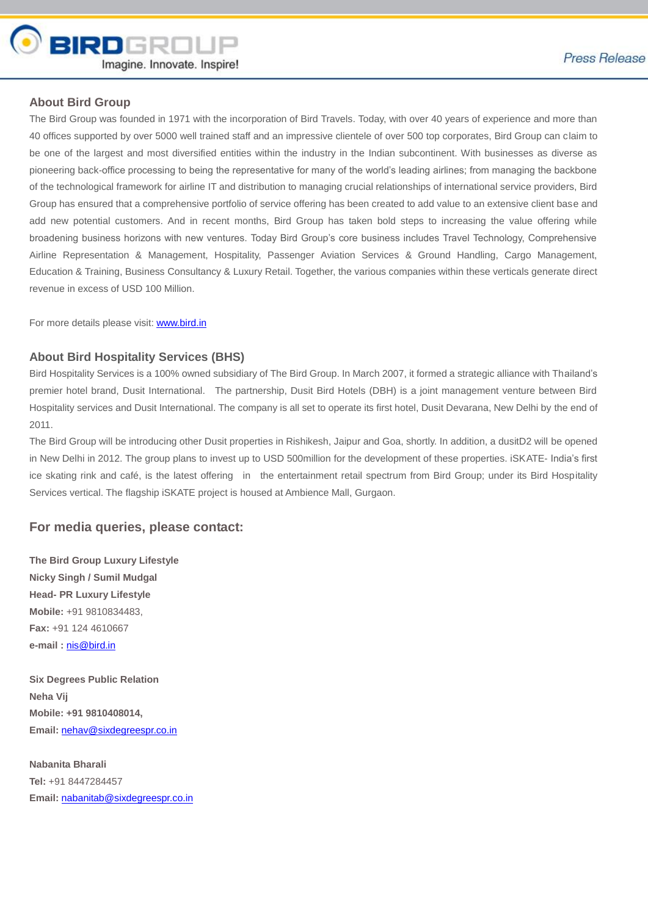## About Bird Group

The Bird Group was founded in 1971 with the incorporation of Bird Travels. Today, with over 40 years of experience and more than 40 offices supported by over 5000 well trained staff and an impressive clientele of over 500 top corporates, Bird Group can claim to be one of the largest and most diversified entities within the industry in the Indian subcontinent. With businesses as diverse as pioneering back-office processing to being the representative for many of the world's leading airlines; from managing the backbone of the technological framework for airline IT and distribution to managing crucial relationships of international service providers, Bird Group has ensured that a comprehensive portfolio of service offering has been created to add value to an extensive client base and add new potential customers. And in recent months, Bird Group has taken bold steps to increasing the value offering while broadening business horizons with new ventures. Today Bird Group's core business includes Travel Technology, Comprehensive Airline Representation & Management, Hospitality, Passenger Aviation Services & Ground Handling, Cargo Management, Education & Training, Business Consultancy & Luxury Retail. Together, the various companies within these verticals generate direct revenue in excess of USD 100 Million.

For more details please visit: [www.bird.in](http://www.bird.in)

## About Bird Hospitality Services (BHS)

Bird Hospitality Services is a 100% owned subsidiary of The Bird Group. In March 2007, it formed a strategic alliance with Thailand's premier hotel brand, Dusit International. The partnership, Dusit Bird Hotels (DBH) is a joint management venture between Bird Hospitality services and Dusit International. The company is all set to operate its first hotel, Dusit Devarana, New Delhi by the end of 2011.

The Bird Group will be introducing other Dusit properties in Rishikesh, Jaipur and Goa, shortly. In addition, a dusitD2 will be opened in New Delhi in 2012. The group plans to invest up to USD 500million for the development of these properties. iSKATE- India's first ice skating rink and café, is the latest offering in the entertainment retail spectrum from Bird Group; under its Bird Hospitality Services vertical. The flagship iSKATE project is housed at Ambience Mall, Gurgaon.

## For media queries, please contact:

**The Bird Group Luxury Lifestyle**
**Nicky Singh / Sumil Mudgal**
**Head- PR Luxury Lifestyle**
**Mobile:** +91 9810834483,
**Fax:** +91 124 4610667
**e-mail :** nis@bird.in

**Six Degrees Public Relation**
**Neha Vij**
**Mobile: +91 9810408014,**
**Email:** nehav@sixdegreespr.co.in

**Nabanita Bharali**
**Tel:** +91 8447284457
**Email:** nabanitab@sixdegreespr.co.in